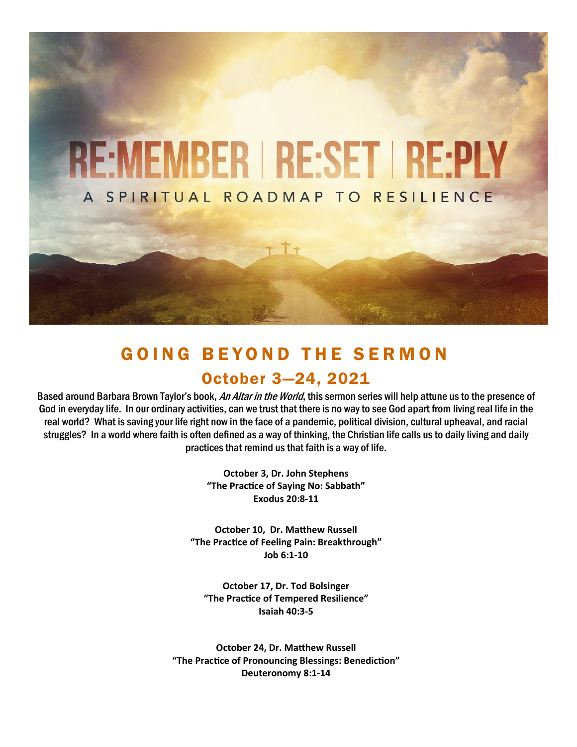# RE:MEMBER | RE:SET | RE:PLY

A SPIRITUAL ROADMAP TO RESILIENCE

## GOING BEYOND THE SERMON

## October 3—24, 2021

Based around Barbara Brown Taylor's book, *An Altar in the World*, this sermon series will help attune us to the presence of God in everyday life. In our ordinary activities, can we trust that there is no way to see God apart from living real life in the real world? What is saving your life right now in the face of a pandemic, political division, cultural upheaval, and racial struggles? In a world where faith is often defined as a way of thinking, the Christian life calls us to daily living and daily practices that remind us that faith is a way of life.

**October 3, Dr. John Stephens**
**"The Practice of Saying No: Sabbath"**
**Exodus 20:8-11**

**October 10, Dr. Matthew Russell**
**"The Practice of Feeling Pain: Breakthrough"**
**Job 6:1-10**

**October 17, Dr. Tod Bolsinger**
**"The Practice of Tempered Resilience"**
**Isaiah 40:3-5**

**October 24, Dr. Matthew Russell**
**"The Practice of Pronouncing Blessings: Benediction"**
**Deuteronomy 8:1-14**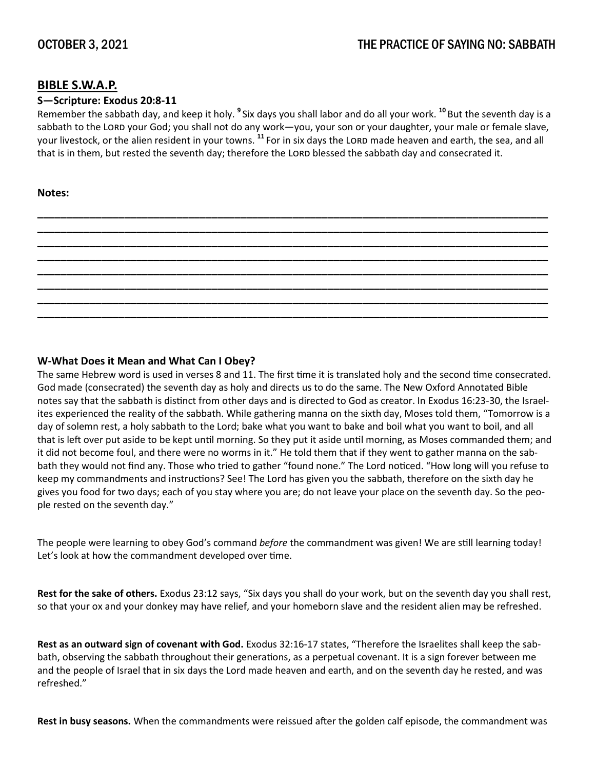## BIBLE S.W.A.P.

### S—Scripture: Exodus 20:8-11

Remember the sabbath day, and keep it holy. [9] Six days you shall labor and do all your work. [10] But the seventh day is a sabbath to the LORD your God; you shall not do any work—you, your son or your daughter, your male or female slave, your livestock, or the alien resident in your towns. [11] For in six days the LORD made heaven and earth, the sea, and all that is in them, but rested the seventh day; therefore the LORD blessed the sabbath day and consecrated it.

**Notes:**

________________________________________________________________________________
________________________________________________________________________________
________________________________________________________________________________
________________________________________________________________________________
________________________________________________________________________________
________________________________________________________________________________
________________________________________________________________________________
________________________________________________________________________________

### W-What Does it Mean and What Can I Obey?

The same Hebrew word is used in verses 8 and 11. The first time it is translated holy and the second time consecrated. God made (consecrated) the seventh day as holy and directs us to do the same. The New Oxford Annotated Bible notes say that the sabbath is distinct from other days and is directed to God as creator. In Exodus 16:23-30, the Israelites experienced the reality of the sabbath. While gathering manna on the sixth day, Moses told them, "Tomorrow is a day of solemn rest, a holy sabbath to the Lord; bake what you want to bake and boil what you want to boil, and all that is left over put aside to be kept until morning. So they put it aside until morning, as Moses commanded them; and it did not become foul, and there were no worms in it." He told them that if they went to gather manna on the sabbath they would not find any. Those who tried to gather "found none." The Lord noticed. "How long will you refuse to keep my commandments and instructions? See! The Lord has given you the sabbath, therefore on the sixth day he gives you food for two days; each of you stay where you are; do not leave your place on the seventh day. So the people rested on the seventh day."

The people were learning to obey God's command *before* the commandment was given! We are still learning today! Let's look at how the commandment developed over time.

**Rest for the sake of others.** Exodus 23:12 says, "Six days you shall do your work, but on the seventh day you shall rest, so that your ox and your donkey may have relief, and your homeborn slave and the resident alien may be refreshed.

**Rest as an outward sign of covenant with God.** Exodus 32:16-17 states, "Therefore the Israelites shall keep the sabbath, observing the sabbath throughout their generations, as a perpetual covenant. It is a sign forever between me and the people of Israel that in six days the Lord made heaven and earth, and on the seventh day he rested, and was refreshed."

**Rest in busy seasons.** When the commandments were reissued after the golden calf episode, the commandment was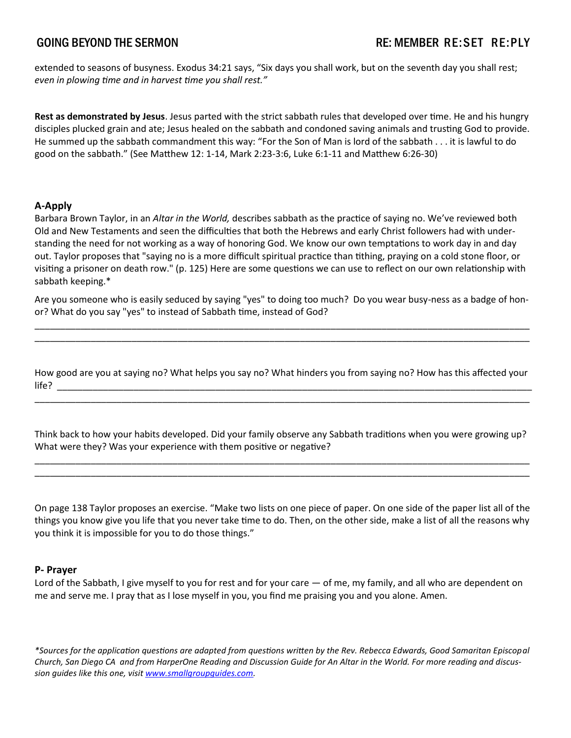extended to seasons of busyness. Exodus 34:21 says, "Six days you shall work, but on the seventh day you shall rest; *even in plowing time and in harvest time you shall rest."*

**Rest as demonstrated by Jesus**. Jesus parted with the strict sabbath rules that developed over time. He and his hungry disciples plucked grain and ate; Jesus healed on the sabbath and condoned saving animals and trusting God to provide. He summed up the sabbath commandment this way: "For the Son of Man is lord of the sabbath . . . it is lawful to do good on the sabbath." (See Matthew 12: 1-14, Mark 2:23-3:6, Luke 6:1-11 and Matthew 6:26-30)

### A-Apply

Barbara Brown Taylor, in an *Altar in the World,* describes sabbath as the practice of saying no. We've reviewed both Old and New Testaments and seen the difficulties that both the Hebrews and early Christ followers had with understanding the need for not working as a way of honoring God. We know our own temptations to work day in and day out. Taylor proposes that "saying no is a more difficult spiritual practice than tithing, praying on a cold stone floor, or visiting a prisoner on death row." (p. 125) Here are some questions we can use to reflect on our own relationship with sabbath keeping.*

Are you someone who is easily seduced by saying "yes" to doing too much? Do you wear busy-ness as a badge of honor? What do you say "yes" to instead of Sabbath time, instead of God?

______________________________________________________________________________________________

______________________________________________________________________________________________

How good are you at saying no? What helps you say no? What hinders you from saying no? How has this affected your life? ____________________________________________________________________________________________

______________________________________________________________________________________________

Think back to how your habits developed. Did your family observe any Sabbath traditions when you were growing up? What were they? Was your experience with them positive or negative?

______________________________________________________________________________________________

______________________________________________________________________________________________

On page 138 Taylor proposes an exercise. "Make two lists on one piece of paper. On one side of the paper list all of the things you know give you life that you never take time to do. Then, on the other side, make a list of all the reasons why you think it is impossible for you to do those things."

### P- Prayer

Lord of the Sabbath, I give myself to you for rest and for your care — of me, my family, and all who are dependent on me and serve me. I pray that as I lose myself in you, you find me praising you and you alone. Amen.

*\*Sources for the application questions are adapted from questions written by the Rev. Rebecca Edwards, Good Samaritan Episcopal Church, San Diego CA and from HarperOne Reading and Discussion Guide for An Altar in the World. For more reading and discussion guides like this one, visit [www.smallgroupguides.com](http://www.smallgroupguides.com).*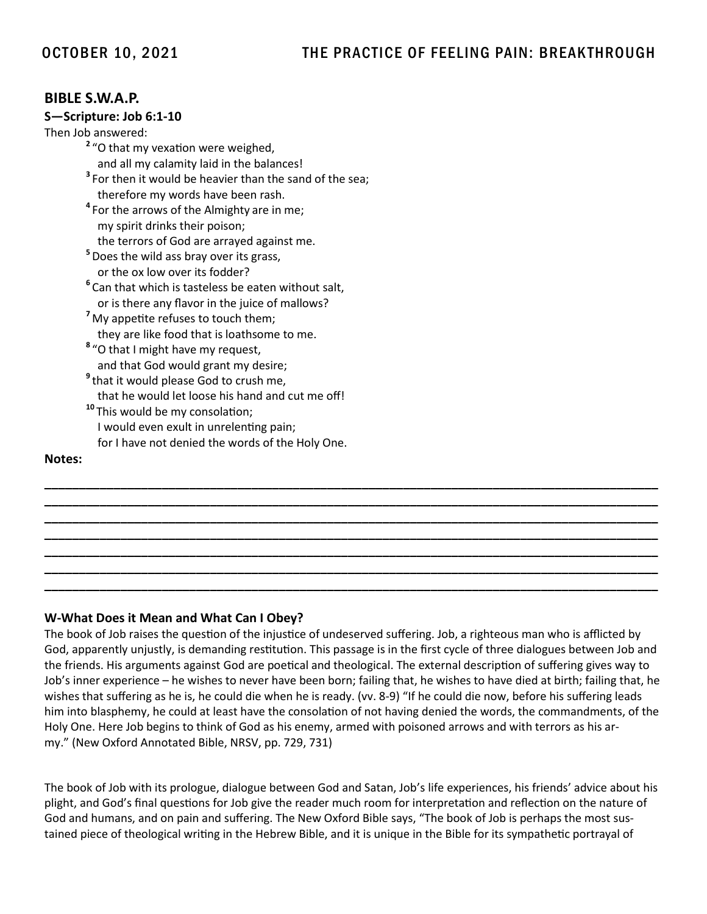## BIBLE S.W.A.P.

### S—Scripture: Job 6:1-10

Then Job answered:

[2] "O that my vexation were weighed,
and all my calamity laid in the balances!
[3] For then it would be heavier than the sand of the sea;
therefore my words have been rash.
[4] For the arrows of the Almighty are in me;
my spirit drinks their poison;
the terrors of God are arrayed against me.
[5] Does the wild ass bray over its grass,
or the ox low over its fodder?
[6] Can that which is tasteless be eaten without salt,
or is there any flavor in the juice of mallows?
[7] My appetite refuses to touch them;
they are like food that is loathsome to me.
[8] "O that I might have my request,
and that God would grant my desire;
[9] that it would please God to crush me,
that he would let loose his hand and cut me off!
[10] This would be my consolation;
I would even exult in unrelenting pain;
for I have not denied the words of the Holy One.

**Notes:**

_______________________________________________________________________________
_______________________________________________________________________________
_______________________________________________________________________________
_______________________________________________________________________________
_______________________________________________________________________________
_______________________________________________________________________________
_______________________________________________________________________________

### W-What Does it Mean and What Can I Obey?

The book of Job raises the question of the injustice of undeserved suffering. Job, a righteous man who is afflicted by God, apparently unjustly, is demanding restitution. This passage is in the first cycle of three dialogues between Job and the friends. His arguments against God are poetical and theological. The external description of suffering gives way to Job's inner experience – he wishes to never have been born; failing that, he wishes to have died at birth; failing that, he wishes that suffering as he is, he could die when he is ready. (vv. 8-9) "If he could die now, before his suffering leads him into blasphemy, he could at least have the consolation of not having denied the words, the commandments, of the Holy One. Here Job begins to think of God as his enemy, armed with poisoned arrows and with terrors as his army." (New Oxford Annotated Bible, NRSV, pp. 729, 731)

The book of Job with its prologue, dialogue between God and Satan, Job's life experiences, his friends' advice about his plight, and God's final questions for Job give the reader much room for interpretation and reflection on the nature of God and humans, and on pain and suffering. The New Oxford Bible says, "The book of Job is perhaps the most sustained piece of theological writing in the Hebrew Bible, and it is unique in the Bible for its sympathetic portrayal of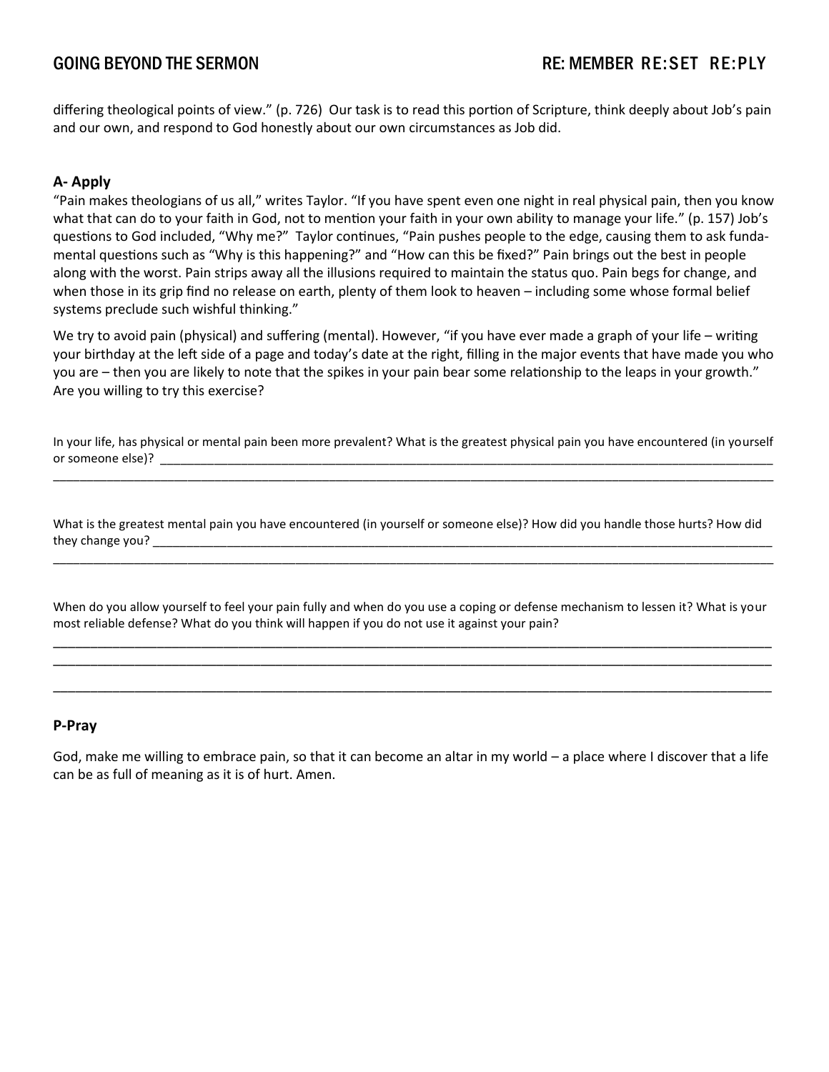differing theological points of view." (p. 726) Our task is to read this portion of Scripture, think deeply about Job's pain and our own, and respond to God honestly about our own circumstances as Job did.

## A- Apply

"Pain makes theologians of us all," writes Taylor. "If you have spent even one night in real physical pain, then you know what that can do to your faith in God, not to mention your faith in your own ability to manage your life." (p. 157) Job's questions to God included, "Why me?" Taylor continues, "Pain pushes people to the edge, causing them to ask fundamental questions such as "Why is this happening?" and "How can this be fixed?" Pain brings out the best in people along with the worst. Pain strips away all the illusions required to maintain the status quo. Pain begs for change, and when those in its grip find no release on earth, plenty of them look to heaven – including some whose formal belief systems preclude such wishful thinking."

We try to avoid pain (physical) and suffering (mental). However, "if you have ever made a graph of your life – writing your birthday at the left side of a page and today's date at the right, filling in the major events that have made you who you are – then you are likely to note that the spikes in your pain bear some relationship to the leaps in your growth." Are you willing to try this exercise?

In your life, has physical or mental pain been more prevalent? What is the greatest physical pain you have encountered (in yourself or someone else)? ______________________________________________________________________________
______________________________________________________________________________

What is the greatest mental pain you have encountered (in yourself or someone else)? How did you handle those hurts? How did they change you? ______________________________________________________________________________
______________________________________________________________________________

When do you allow yourself to feel your pain fully and when do you use a coping or defense mechanism to lessen it? What is your most reliable defense? What do you think will happen if you do not use it against your pain?

______________________________________________________________________________
______________________________________________________________________________
______________________________________________________________________________

## P-Pray

God, make me willing to embrace pain, so that it can become an altar in my world – a place where I discover that a life can be as full of meaning as it is of hurt. Amen.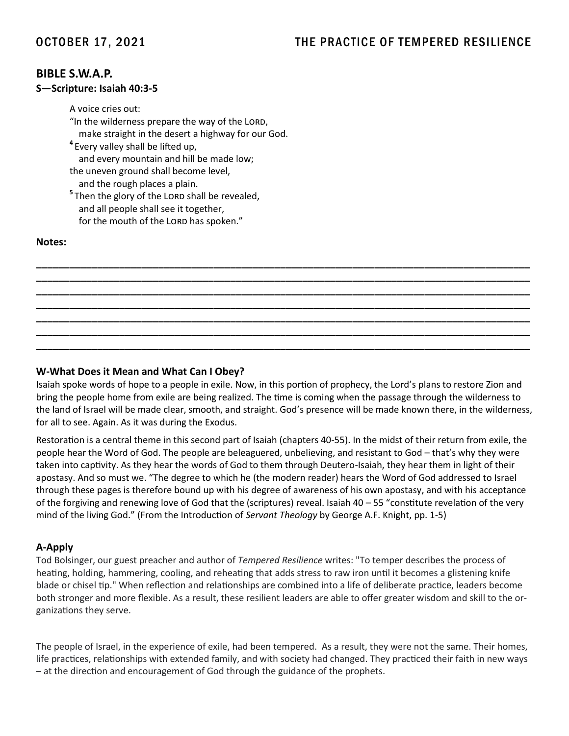OCTOBER 17, 2021 THE PRACTICE OF TEMPERED RESILIENCE

## BIBLE S.W.A.P.

### S—Scripture: Isaiah 40:3-5

> A voice cries out:
> "In the wilderness prepare the way of the LORD,
> make straight in the desert a highway for our God.
> [4] Every valley shall be lifted up,
> and every mountain and hill be made low;
> the uneven ground shall become level,
> and the rough places a plain.
> [5] Then the glory of the LORD shall be revealed,
> and all people shall see it together,
> for the mouth of the LORD has spoken."

**Notes:**

______________________________________________________________________________________________
______________________________________________________________________________________________
______________________________________________________________________________________________
______________________________________________________________________________________________
______________________________________________________________________________________________
______________________________________________________________________________________________
______________________________________________________________________________________________

### W-What Does it Mean and What Can I Obey?

Isaiah spoke words of hope to a people in exile. Now, in this portion of prophecy, the Lord's plans to restore Zion and bring the people home from exile are being realized. The time is coming when the passage through the wilderness to the land of Israel will be made clear, smooth, and straight. God's presence will be made known there, in the wilderness, for all to see. Again. As it was during the Exodus.

Restoration is a central theme in this second part of Isaiah (chapters 40-55). In the midst of their return from exile, the people hear the Word of God. The people are beleaguered, unbelieving, and resistant to God – that's why they were taken into captivity. As they hear the words of God to them through Deutero-Isaiah, they hear them in light of their apostasy. And so must we. "The degree to which he (the modern reader) hears the Word of God addressed to Israel through these pages is therefore bound up with his degree of awareness of his own apostasy, and with his acceptance of the forgiving and renewing love of God that the (scriptures) reveal. Isaiah 40 – 55 "constitute revelation of the very mind of the living God." (From the Introduction of *Servant Theology* by George A.F. Knight, pp. 1-5)

### A-Apply

Tod Bolsinger, our guest preacher and author of *Tempered Resilience* writes: "To temper describes the process of heating, holding, hammering, cooling, and reheating that adds stress to raw iron until it becomes a glistening knife blade or chisel tip." When reflection and relationships are combined into a life of deliberate practice, leaders become both stronger and more flexible. As a result, these resilient leaders are able to offer greater wisdom and skill to the organizations they serve.

The people of Israel, in the experience of exile, had been tempered. As a result, they were not the same. Their homes, life practices, relationships with extended family, and with society had changed. They practiced their faith in new ways – at the direction and encouragement of God through the guidance of the prophets.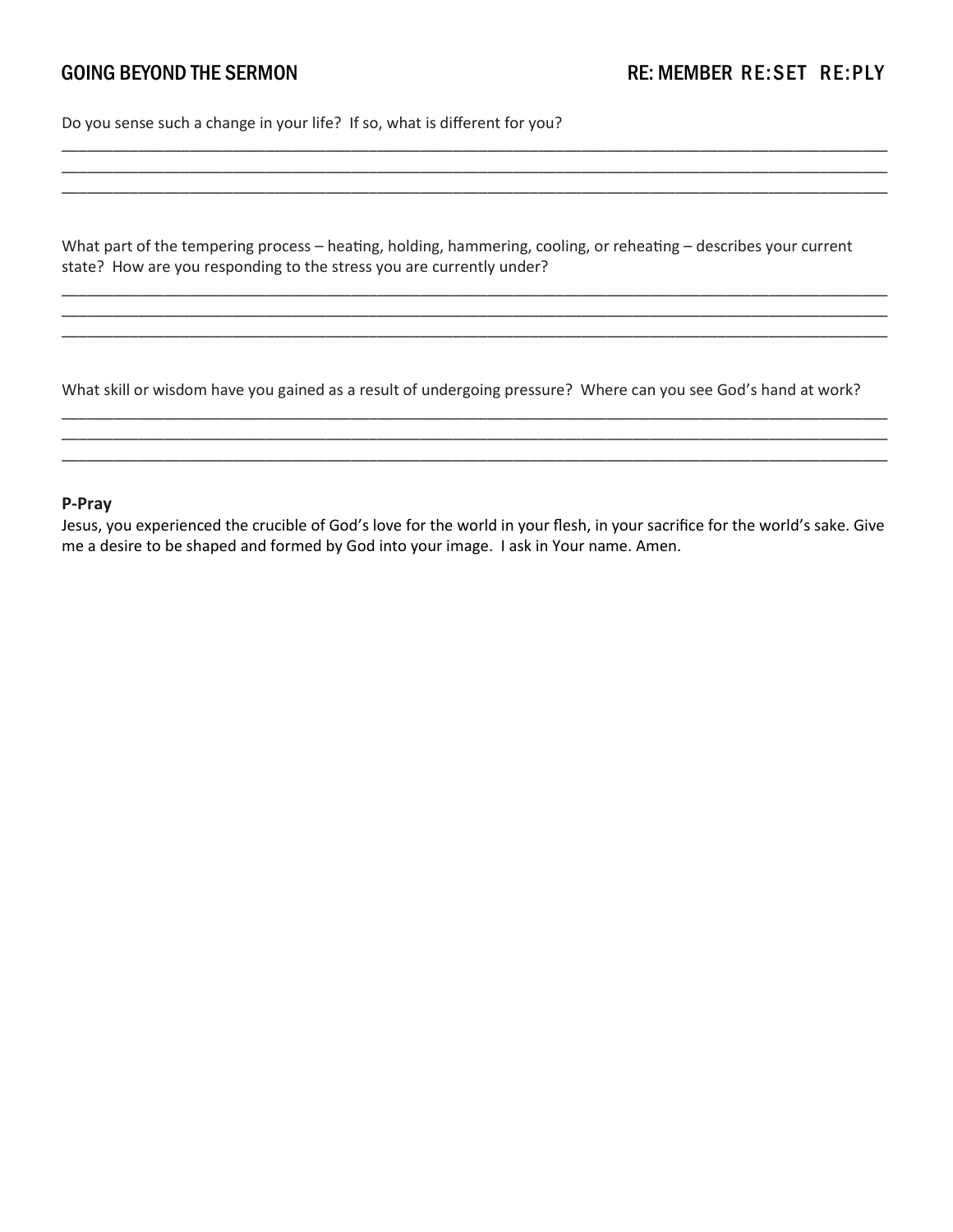Do you sense such a change in your life? If so, what is different for you?

_______________________________________________________________________________________________
_______________________________________________________________________________________________
_______________________________________________________________________________________________

What part of the tempering process – heating, holding, hammering, cooling, or reheating – describes your current state? How are you responding to the stress you are currently under?

_______________________________________________________________________________________________
_______________________________________________________________________________________________
_______________________________________________________________________________________________

What skill or wisdom have you gained as a result of undergoing pressure? Where can you see God's hand at work?

_______________________________________________________________________________________________
_______________________________________________________________________________________________
_______________________________________________________________________________________________

**P-Pray**

Jesus, you experienced the crucible of God's love for the world in your flesh, in your sacrifice for the world's sake. Give me a desire to be shaped and formed by God into your image. I ask in Your name. Amen.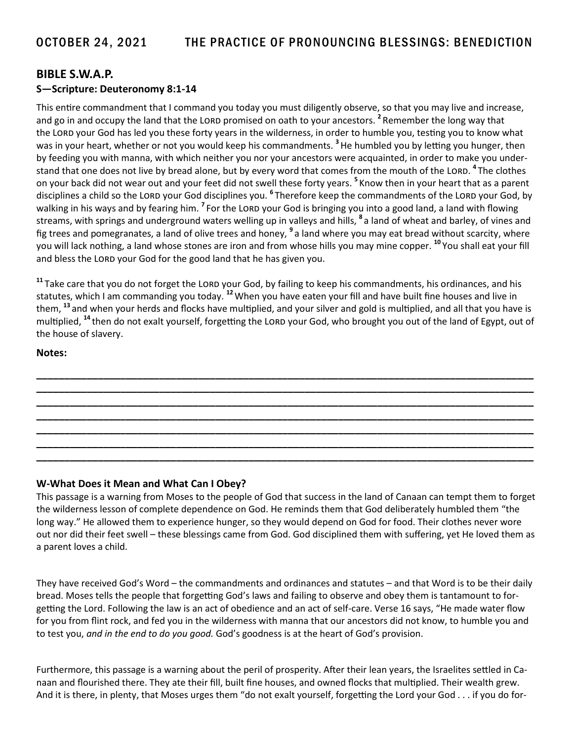# OCTOBER 24, 2021 THE PRACTICE OF PRONOUNCING BLESSINGS: BENEDICTION

## BIBLE S.W.A.P.

### S—Scripture: Deuteronomy 8:1-14

This entire commandment that I command you today you must diligently observe, so that you may live and increase, and go in and occupy the land that the LORD promised on oath to your ancestors. [2] Remember the long way that the LORD your God has led you these forty years in the wilderness, in order to humble you, testing you to know what was in your heart, whether or not you would keep his commandments. [3] He humbled you by letting you hunger, then by feeding you with manna, with which neither you nor your ancestors were acquainted, in order to make you understand that one does not live by bread alone, but by every word that comes from the mouth of the LORD. [4] The clothes on your back did not wear out and your feet did not swell these forty years. [5] Know then in your heart that as a parent disciplines a child so the LORD your God disciplines you. [6] Therefore keep the commandments of the LORD your God, by walking in his ways and by fearing him. [7] For the LORD your God is bringing you into a good land, a land with flowing streams, with springs and underground waters welling up in valleys and hills, [8] a land of wheat and barley, of vines and fig trees and pomegranates, a land of olive trees and honey, [9] a land where you may eat bread without scarcity, where you will lack nothing, a land whose stones are iron and from whose hills you may mine copper. [10] You shall eat your fill and bless the LORD your God for the good land that he has given you.

[11] Take care that you do not forget the LORD your God, by failing to keep his commandments, his ordinances, and his statutes, which I am commanding you today. [12] When you have eaten your fill and have built fine houses and live in them, [13] and when your herds and flocks have multiplied, and your silver and gold is multiplied, and all that you have is multiplied, [14] then do not exalt yourself, forgetting the LORD your God, who brought you out of the land of Egypt, out of the house of slavery.

**Notes:**

______________________________________________________________________________________

______________________________________________________________________________________

______________________________________________________________________________________

______________________________________________________________________________________

______________________________________________________________________________________

______________________________________________________________________________________

______________________________________________________________________________________

### W-What Does it Mean and What Can I Obey?

This passage is a warning from Moses to the people of God that success in the land of Canaan can tempt them to forget the wilderness lesson of complete dependence on God. He reminds them that God deliberately humbled them "the long way." He allowed them to experience hunger, so they would depend on God for food. Their clothes never wore out nor did their feet swell – these blessings came from God. God disciplined them with suffering, yet He loved them as a parent loves a child.

They have received God's Word – the commandments and ordinances and statutes – and that Word is to be their daily bread. Moses tells the people that forgetting God's laws and failing to observe and obey them is tantamount to forgetting the Lord. Following the law is an act of obedience and an act of self-care. Verse 16 says, "He made water flow for you from flint rock, and fed you in the wilderness with manna that our ancestors did not know, to humble you and to test you, *and in the end to do you good.* God's goodness is at the heart of God's provision.

Furthermore, this passage is a warning about the peril of prosperity. After their lean years, the Israelites settled in Canaan and flourished there. They ate their fill, built fine houses, and owned flocks that multiplied. Their wealth grew. And it is there, in plenty, that Moses urges them "do not exalt yourself, forgetting the Lord your God . . . if you do for-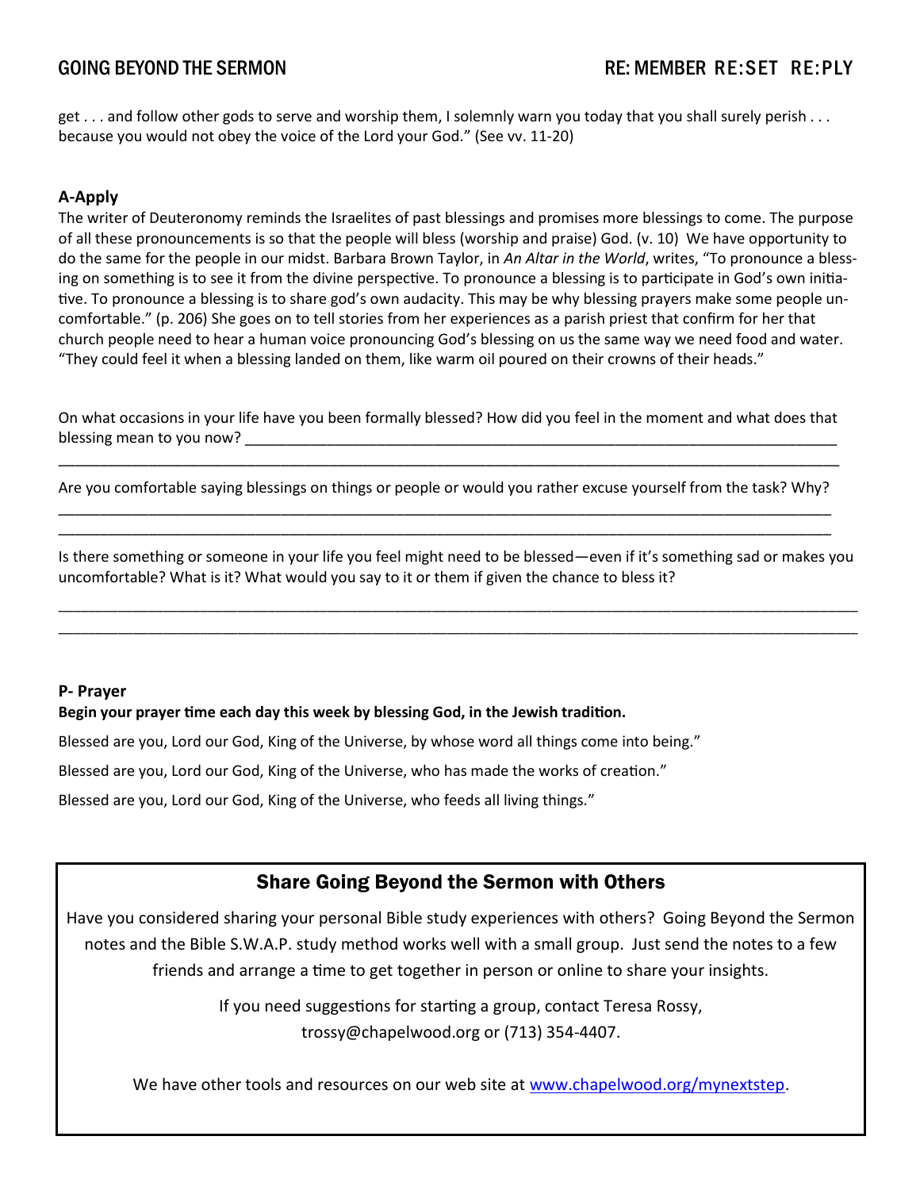get . . . and follow other gods to serve and worship them, I solemnly warn you today that you shall surely perish . . . because you would not obey the voice of the Lord your God." (See vv. 11-20)

**A-Apply**

The writer of Deuteronomy reminds the Israelites of past blessings and promises more blessings to come. The purpose of all these pronouncements is so that the people will bless (worship and praise) God. (v. 10) We have opportunity to do the same for the people in our midst. Barbara Brown Taylor, in *An Altar in the World*, writes, "To pronounce a blessing on something is to see it from the divine perspective. To pronounce a blessing is to participate in God's own initiative. To pronounce a blessing is to share god's own audacity. This may be why blessing prayers make some people uncomfortable." (p. 206) She goes on to tell stories from her experiences as a parish priest that confirm for her that church people need to hear a human voice pronouncing God's blessing on us the same way we need food and water. "They could feel it when a blessing landed on them, like warm oil poured on their crowns of their heads."

On what occasions in your life have you been formally blessed? How did you feel in the moment and what does that blessing mean to you now? ___________________________________________________________________________

_____________________________________________________________________________________________________

Are you comfortable saying blessings on things or people or would you rather excuse yourself from the task? Why?

_____________________________________________________________________________________________________

_____________________________________________________________________________________________________

Is there something or someone in your life you feel might need to be blessed—even if it's something sad or makes you uncomfortable? What is it? What would you say to it or them if given the chance to bless it?

_____________________________________________________________________________________________________

_____________________________________________________________________________________________________

**P- Prayer**

**Begin your prayer time each day this week by blessing God, in the Jewish tradition.**

Blessed are you, Lord our God, King of the Universe, by whose word all things come into being."

Blessed are you, Lord our God, King of the Universe, who has made the works of creation."

Blessed are you, Lord our God, King of the Universe, who feeds all living things."

## Share Going Beyond the Sermon with Others

Have you considered sharing your personal Bible study experiences with others? Going Beyond the Sermon notes and the Bible S.W.A.P. study method works well with a small group. Just send the notes to a few friends and arrange a time to get together in person or online to share your insights.

If you need suggestions for starting a group, contact Teresa Rossy, trossy@chapelwood.org or (713) 354-4407.

We have other tools and resources on our web site at [www.chapelwood.org/mynextstep](www.chapelwood.org/mynextstep).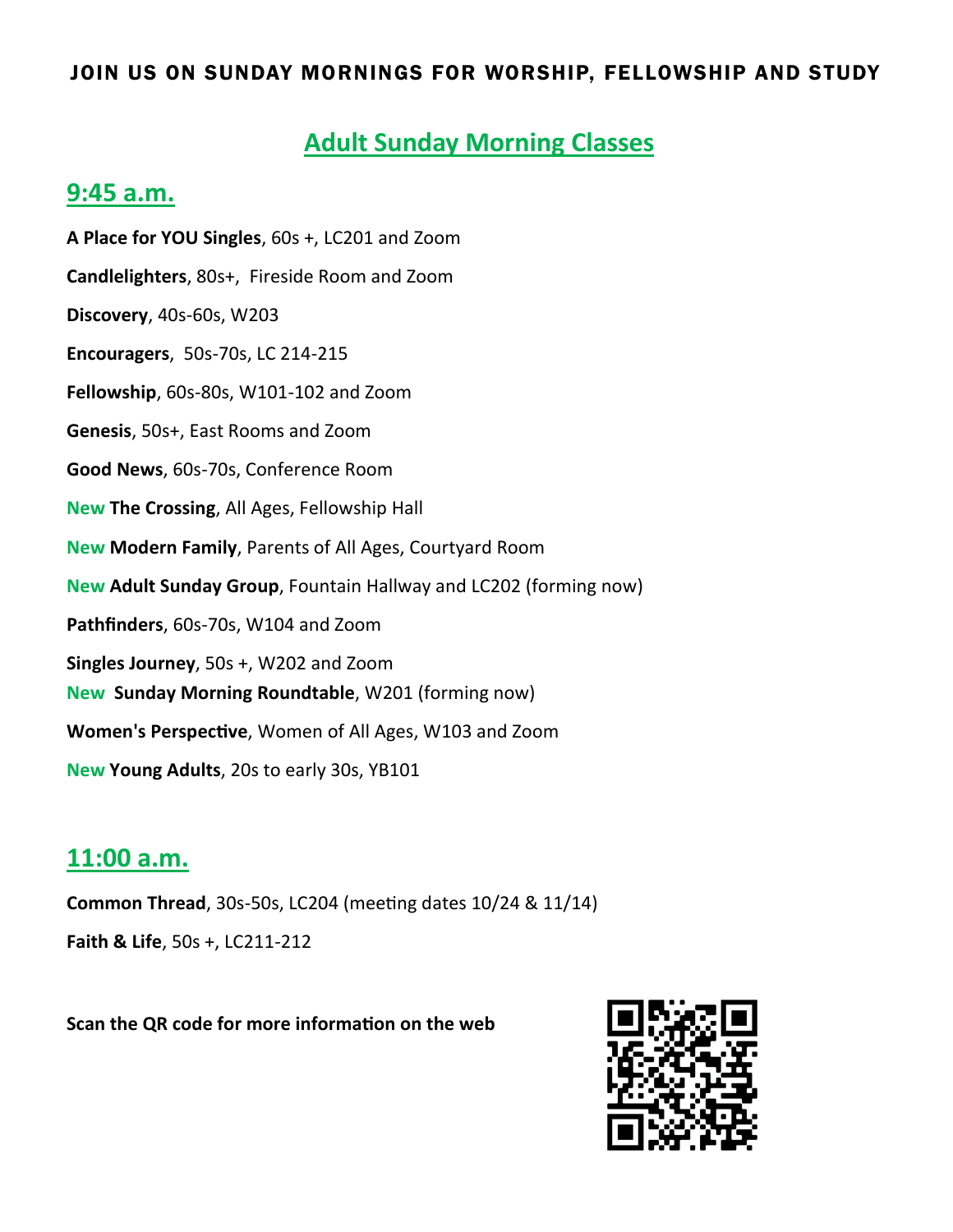JOIN US ON SUNDAY MORNINGS FOR WORSHIP, FELLOWSHIP AND STUDY

# Adult Sunday Morning Classes

## 9:45 a.m.

**A Place for YOU Singles**, 60s +, LC201 and Zoom

**Candlelighters**, 80s+, Fireside Room and Zoom

**Discovery**, 40s-60s, W203

**Encouragers**, 50s-70s, LC 214-215

**Fellowship**, 60s-80s, W101-102 and Zoom

**Genesis**, 50s+, East Rooms and Zoom

**Good News**, 60s-70s, Conference Room

New **The Crossing**, All Ages, Fellowship Hall

New **Modern Family**, Parents of All Ages, Courtyard Room

New **Adult Sunday Group**, Fountain Hallway and LC202 (forming now)

**Pathfinders**, 60s-70s, W104 and Zoom

**Singles Journey**, 50s +, W202 and Zoom

New **Sunday Morning Roundtable**, W201 (forming now)

**Women's Perspective**, Women of All Ages, W103 and Zoom

New **Young Adults**, 20s to early 30s, YB101

## 11:00 a.m.

**Common Thread**, 30s-50s, LC204 (meeting dates 10/24 & 11/14)

**Faith & Life**, 50s +, LC211-212

**Scan the QR code for more information on the web**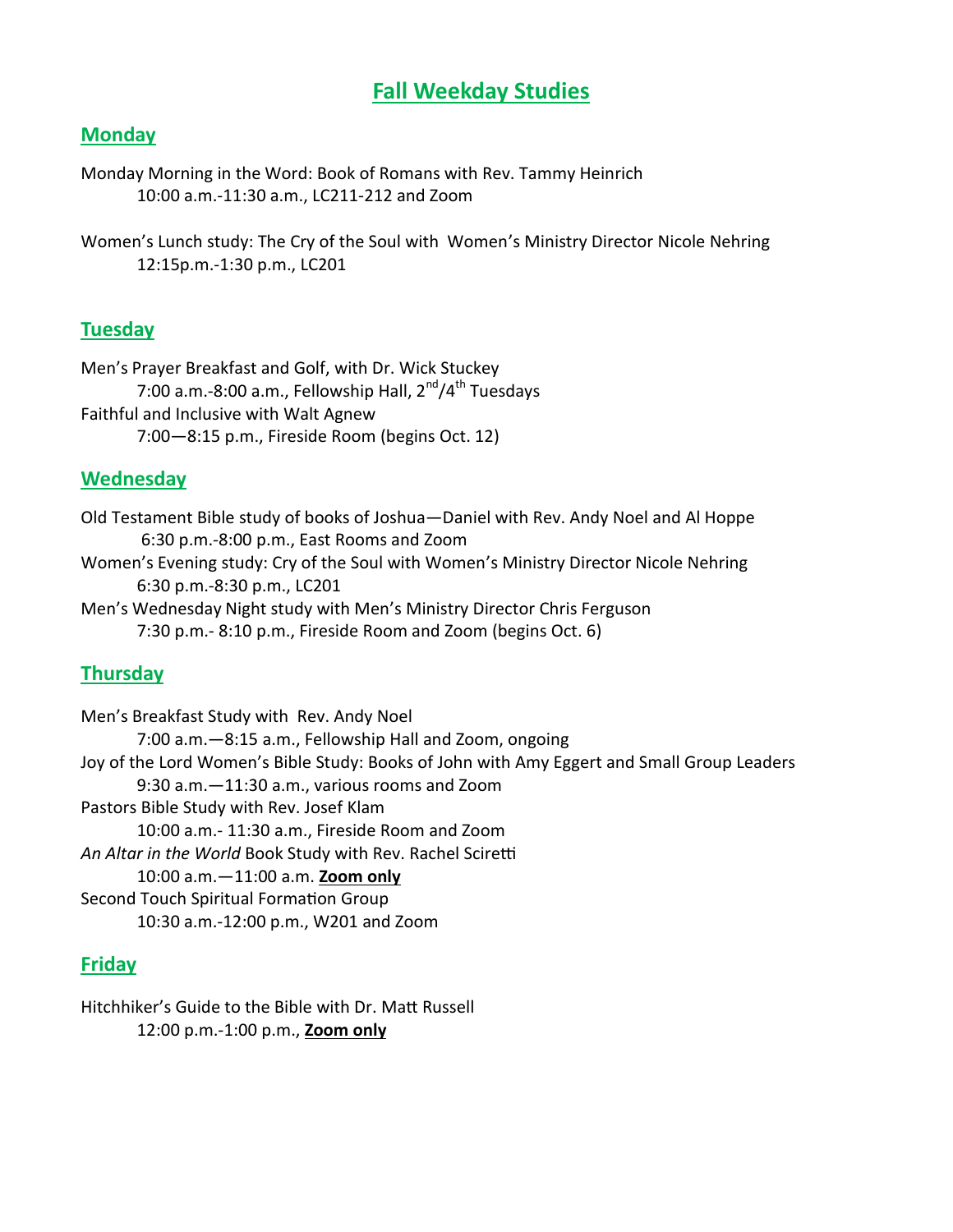# Fall Weekday Studies

## Monday

Monday Morning in the Word: Book of Romans with Rev. Tammy Heinrich
10:00 a.m.-11:30 a.m., LC211-212 and Zoom

Women's Lunch study: The Cry of the Soul with Women's Ministry Director Nicole Nehring
12:15p.m.-1:30 p.m., LC201

## Tuesday

Men's Prayer Breakfast and Golf, with Dr. Wick Stuckey
7:00 a.m.-8:00 a.m., Fellowship Hall, 2nd/4th Tuesdays

Faithful and Inclusive with Walt Agnew
7:00—8:15 p.m., Fireside Room (begins Oct. 12)

## Wednesday

Old Testament Bible study of books of Joshua—Daniel with Rev. Andy Noel and Al Hoppe
6:30 p.m.-8:00 p.m., East Rooms and Zoom

Women's Evening study: Cry of the Soul with Women's Ministry Director Nicole Nehring
6:30 p.m.-8:30 p.m., LC201

Men's Wednesday Night study with Men's Ministry Director Chris Ferguson
7:30 p.m.- 8:10 p.m., Fireside Room and Zoom (begins Oct. 6)

## Thursday

Men's Breakfast Study with Rev. Andy Noel
7:00 a.m.—8:15 a.m., Fellowship Hall and Zoom, ongoing

Joy of the Lord Women's Bible Study: Books of John with Amy Eggert and Small Group Leaders
9:30 a.m.—11:30 a.m., various rooms and Zoom

Pastors Bible Study with Rev. Josef Klam
10:00 a.m.- 11:30 a.m., Fireside Room and Zoom

*An Altar in the World* Book Study with Rev. Rachel Sciretti
10:00 a.m.—11:00 a.m. **Zoom only**

Second Touch Spiritual Formation Group
10:30 a.m.-12:00 p.m., W201 and Zoom

## Friday

Hitchhiker's Guide to the Bible with Dr. Matt Russell
12:00 p.m.-1:00 p.m., **Zoom only**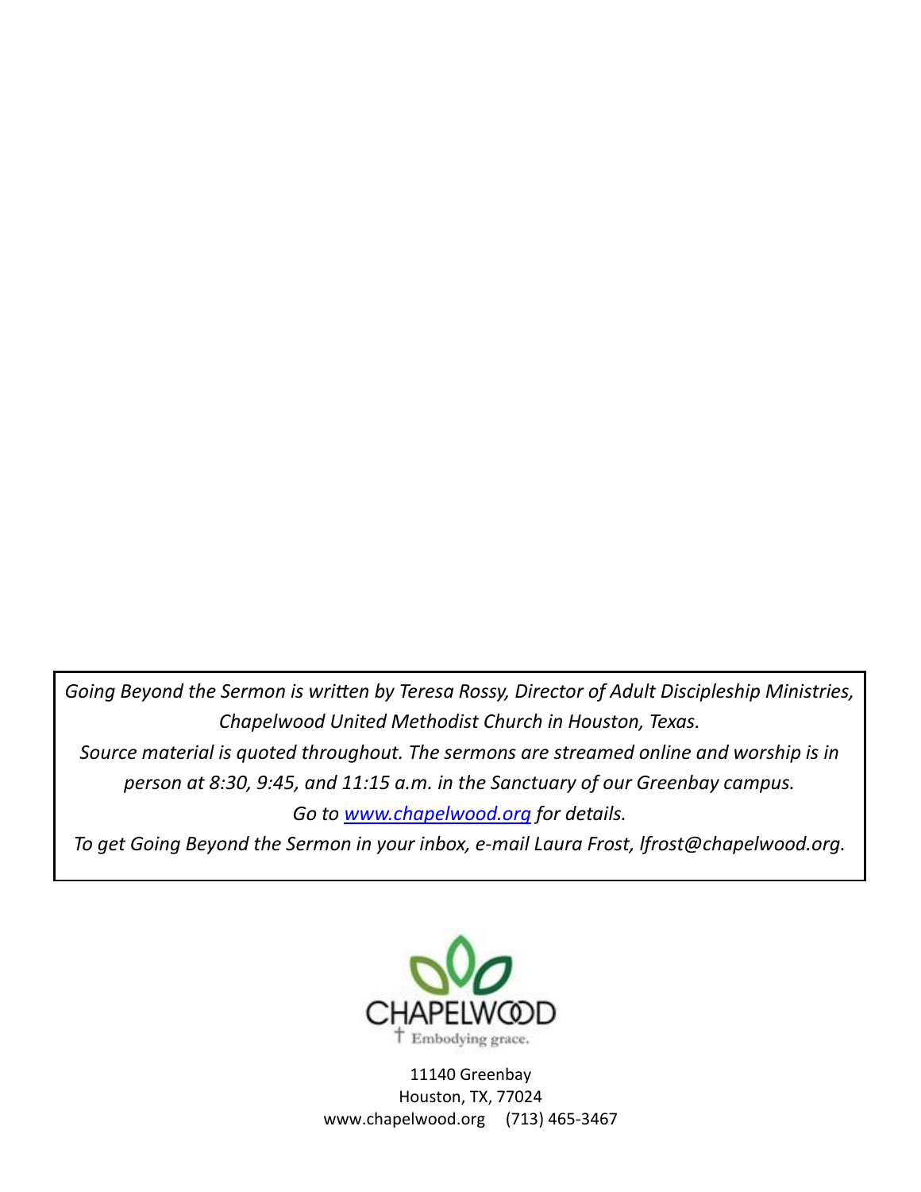*Going Beyond the Sermon is written by Teresa Rossy, Director of Adult Discipleship Ministries, Chapelwood United Methodist Church in Houston, Texas.*
*Source material is quoted throughout. The sermons are streamed online and worship is in person at 8:30, 9:45, and 11:15 a.m. in the Sanctuary of our Greenbay campus.*
*Go to [www.chapelwood.org](http://www.chapelwood.org) for details.*
*To get Going Beyond the Sermon in your inbox, e-mail Laura Frost, lfrost@chapelwood.org.*

CHAPELWOOD
Embodying grace.

11140 Greenbay
Houston, TX, 77024
www.chapelwood.org (713) 465-3467